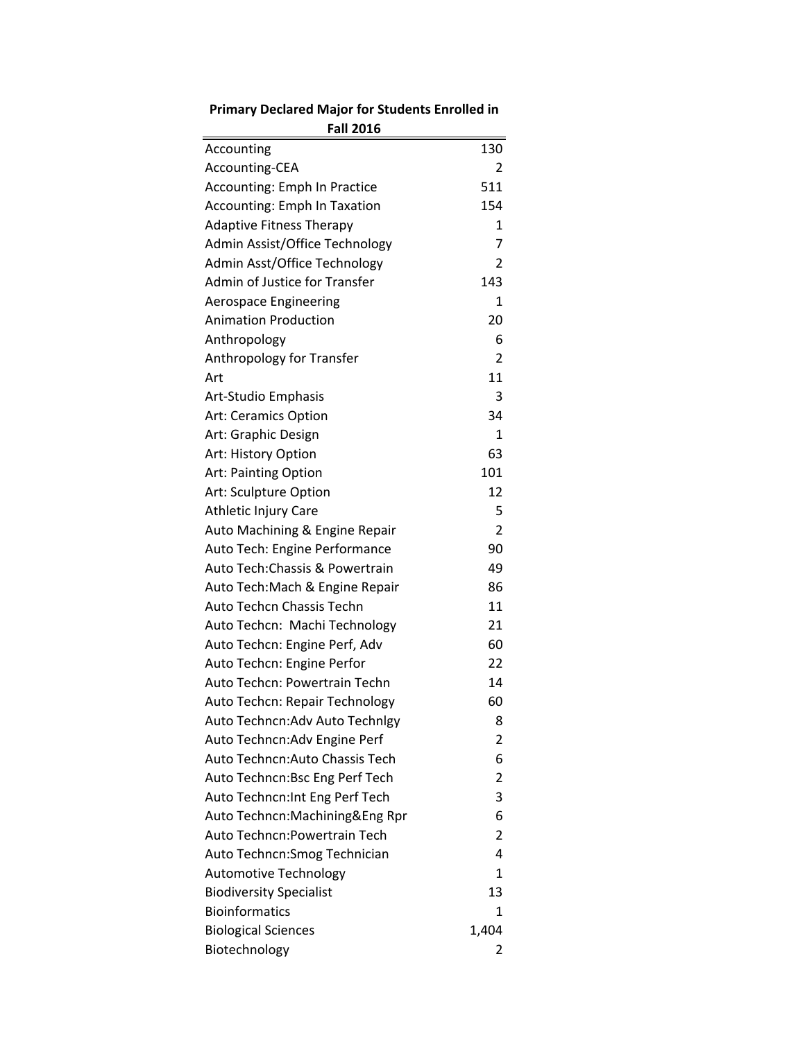| Primary Declared Major for Students Enrolled in Fall 2016 | |
|---|---|
| Accounting | 130 |
| Accounting-CEA | 2 |
| Accounting: Emph In Practice | 511 |
| Accounting: Emph In Taxation | 154 |
| Adaptive Fitness Therapy | 1 |
| Admin Assist/Office Technology | 7 |
| Admin Asst/Office Technology | 2 |
| Admin of Justice for Transfer | 143 |
| Aerospace Engineering | 1 |
| Animation Production | 20 |
| Anthropology | 6 |
| Anthropology for Transfer | 2 |
| Art | 11 |
| Art-Studio Emphasis | 3 |
| Art: Ceramics Option | 34 |
| Art: Graphic Design | 1 |
| Art: History Option | 63 |
| Art: Painting Option | 101 |
| Art: Sculpture Option | 12 |
| Athletic Injury Care | 5 |
| Auto Machining & Engine Repair | 2 |
| Auto Tech: Engine Performance | 90 |
| Auto Tech:Chassis & Powertrain | 49 |
| Auto Tech:Mach & Engine Repair | 86 |
| Auto Techcn Chassis Techn | 11 |
| Auto Techcn:  Machi Technology | 21 |
| Auto Techcn: Engine Perf, Adv | 60 |
| Auto Techcn: Engine Perfor | 22 |
| Auto Techcn: Powertrain Techn | 14 |
| Auto Techcn: Repair Technology | 60 |
| Auto Techncn:Adv Auto Technlgy | 8 |
| Auto Techncn:Adv Engine Perf | 2 |
| Auto Techncn:Auto Chassis Tech | 6 |
| Auto Techncn:Bsc Eng Perf Tech | 2 |
| Auto Techncn:Int Eng Perf Tech | 3 |
| Auto Techncn:Machining&Eng Rpr | 6 |
| Auto Techncn:Powertrain Tech | 2 |
| Auto Techncn:Smog Technician | 4 |
| Automotive Technology | 1 |
| Biodiversity Specialist | 13 |
| Bioinformatics | 1 |
| Biological Sciences | 1,404 |
| Biotechnology | 2 |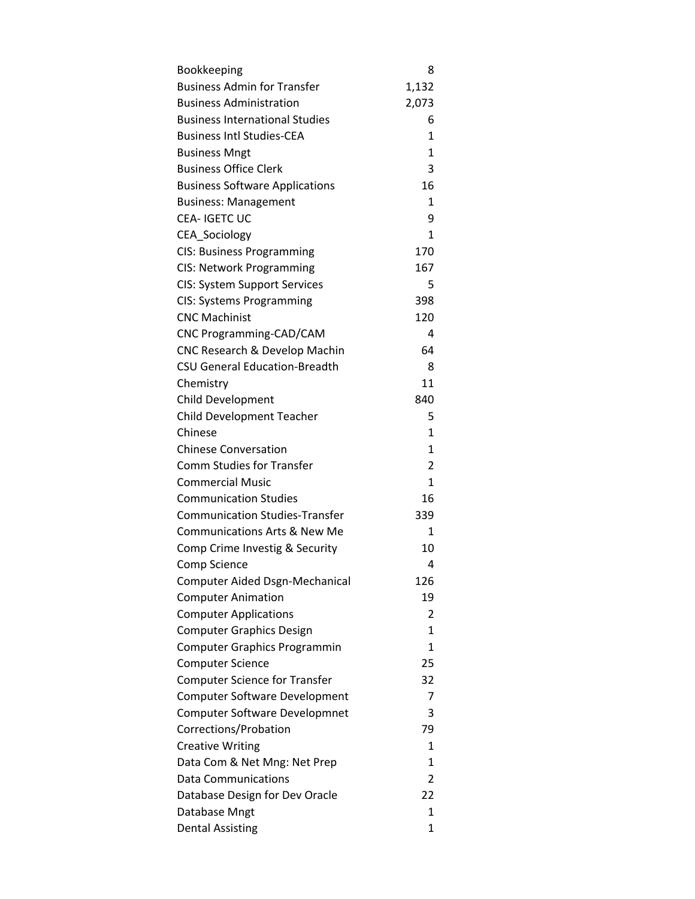| | |
|---|---|
| Bookkeeping | 8 |
| Business Admin for Transfer | 1,132 |
| Business Administration | 2,073 |
| Business International Studies | 6 |
| Business Intl Studies-CEA | 1 |
| Business Mngt | 1 |
| Business Office Clerk | 3 |
| Business Software Applications | 16 |
| Business: Management | 1 |
| CEA- IGETC UC | 9 |
| CEA_Sociology | 1 |
| CIS: Business Programming | 170 |
| CIS: Network Programming | 167 |
| CIS: System Support Services | 5 |
| CIS: Systems Programming | 398 |
| CNC Machinist | 120 |
| CNC Programming-CAD/CAM | 4 |
| CNC Research & Develop Machin | 64 |
| CSU General Education-Breadth | 8 |
| Chemistry | 11 |
| Child Development | 840 |
| Child Development Teacher | 5 |
| Chinese | 1 |
| Chinese Conversation | 1 |
| Comm Studies for Transfer | 2 |
| Commercial Music | 1 |
| Communication Studies | 16 |
| Communication Studies-Transfer | 339 |
| Communications Arts & New Me | 1 |
| Comp Crime Investig & Security | 10 |
| Comp Science | 4 |
| Computer Aided Dsgn-Mechanical | 126 |
| Computer Animation | 19 |
| Computer Applications | 2 |
| Computer Graphics Design | 1 |
| Computer Graphics Programmin | 1 |
| Computer Science | 25 |
| Computer Science for Transfer | 32 |
| Computer Software Development | 7 |
| Computer Software Developmnet | 3 |
| Corrections/Probation | 79 |
| Creative Writing | 1 |
| Data Com & Net Mng: Net Prep | 1 |
| Data Communications | 2 |
| Database Design for Dev Oracle | 22 |
| Database Mngt | 1 |
| Dental Assisting | 1 |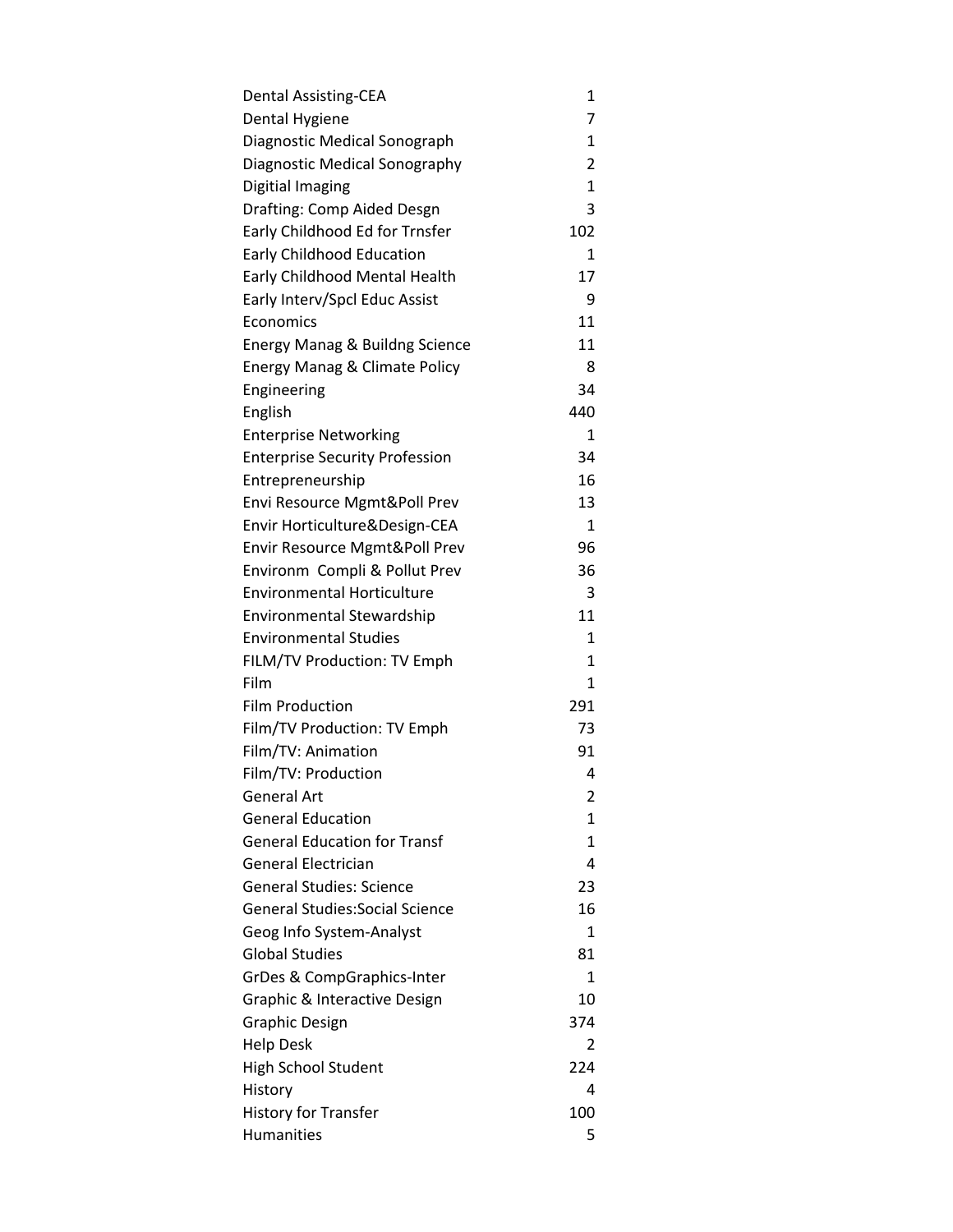| | |
|---|---|
| Dental Assisting-CEA | 1 |
| Dental Hygiene | 7 |
| Diagnostic Medical Sonograph | 1 |
| Diagnostic Medical Sonography | 2 |
| Digitial Imaging | 1 |
| Drafting: Comp Aided Desgn | 3 |
| Early Childhood Ed for Trnsfer | 102 |
| Early Childhood Education | 1 |
| Early Childhood Mental Health | 17 |
| Early Interv/Spcl Educ Assist | 9 |
| Economics | 11 |
| Energy Manag & Buildng Science | 11 |
| Energy Manag & Climate Policy | 8 |
| Engineering | 34 |
| English | 440 |
| Enterprise Networking | 1 |
| Enterprise Security Profession | 34 |
| Entrepreneurship | 16 |
| Envi Resource Mgmt&Poll Prev | 13 |
| Envir Horticulture&Design-CEA | 1 |
| Envir Resource Mgmt&Poll Prev | 96 |
| Environm  Compli & Pollut Prev | 36 |
| Environmental Horticulture | 3 |
| Environmental Stewardship | 11 |
| Environmental Studies | 1 |
| FILM/TV Production: TV Emph | 1 |
| Film | 1 |
| Film Production | 291 |
| Film/TV Production: TV Emph | 73 |
| Film/TV: Animation | 91 |
| Film/TV: Production | 4 |
| General Art | 2 |
| General Education | 1 |
| General Education for Transf | 1 |
| General Electrician | 4 |
| General Studies: Science | 23 |
| General Studies:Social Science | 16 |
| Geog Info System-Analyst | 1 |
| Global Studies | 81 |
| GrDes & CompGraphics-Inter | 1 |
| Graphic & Interactive Design | 10 |
| Graphic Design | 374 |
| Help Desk | 2 |
| High School Student | 224 |
| History | 4 |
| History for Transfer | 100 |
| Humanities | 5 |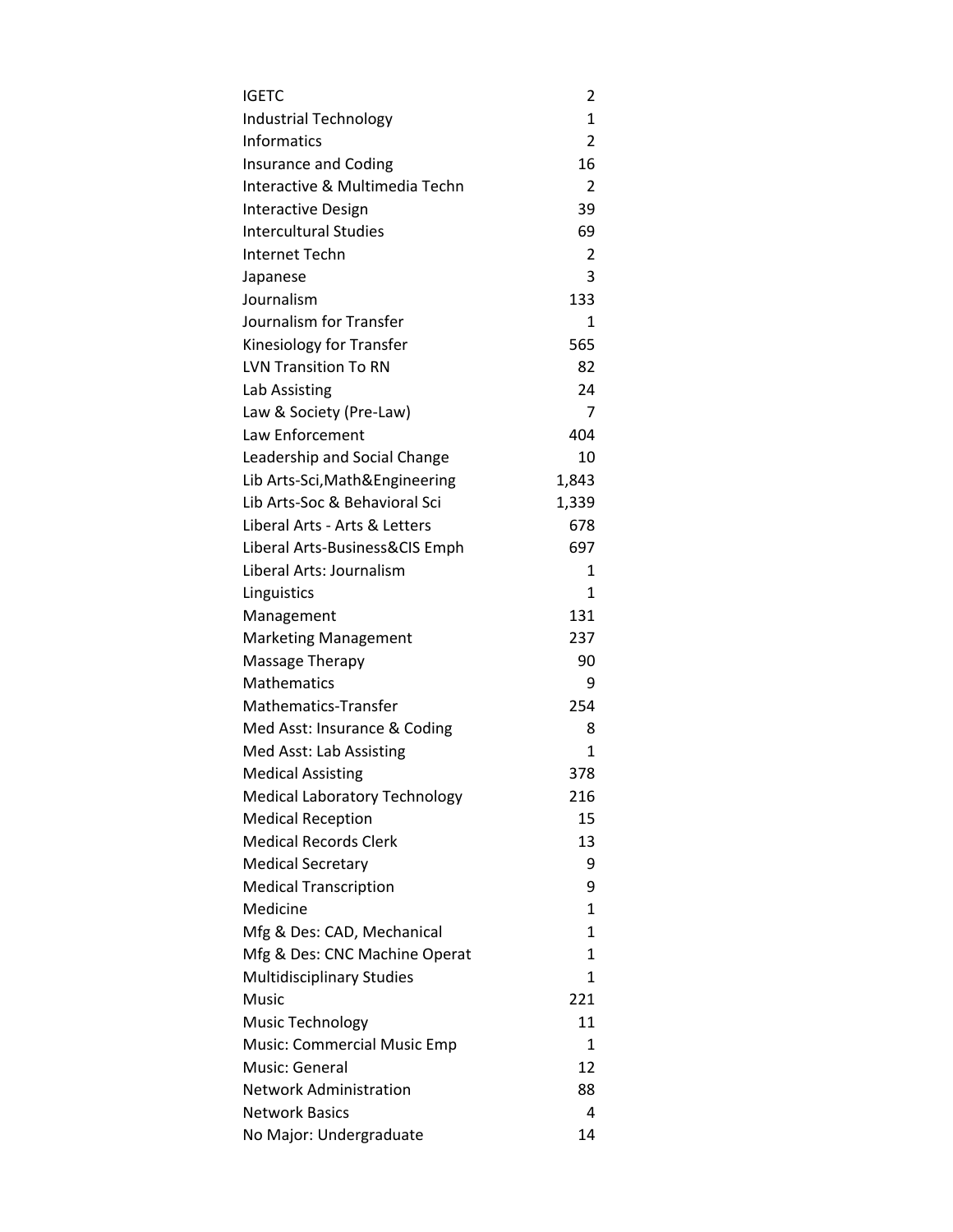| | |
|---|---|
| IGETC | 2 |
| Industrial Technology | 1 |
| Informatics | 2 |
| Insurance and Coding | 16 |
| Interactive & Multimedia Techn | 2 |
| Interactive Design | 39 |
| Intercultural Studies | 69 |
| Internet Techn | 2 |
| Japanese | 3 |
| Journalism | 133 |
| Journalism for Transfer | 1 |
| Kinesiology for Transfer | 565 |
| LVN Transition To RN | 82 |
| Lab Assisting | 24 |
| Law & Society (Pre-Law) | 7 |
| Law Enforcement | 404 |
| Leadership and Social Change | 10 |
| Lib Arts-Sci,Math&Engineering | 1,843 |
| Lib Arts-Soc & Behavioral Sci | 1,339 |
| Liberal Arts - Arts & Letters | 678 |
| Liberal Arts-Business&CIS Emph | 697 |
| Liberal Arts: Journalism | 1 |
| Linguistics | 1 |
| Management | 131 |
| Marketing Management | 237 |
| Massage Therapy | 90 |
| Mathematics | 9 |
| Mathematics-Transfer | 254 |
| Med Asst: Insurance & Coding | 8 |
| Med Asst: Lab Assisting | 1 |
| Medical Assisting | 378 |
| Medical Laboratory Technology | 216 |
| Medical Reception | 15 |
| Medical Records Clerk | 13 |
| Medical Secretary | 9 |
| Medical Transcription | 9 |
| Medicine | 1 |
| Mfg & Des: CAD, Mechanical | 1 |
| Mfg & Des: CNC Machine Operat | 1 |
| Multidisciplinary Studies | 1 |
| Music | 221 |
| Music Technology | 11 |
| Music: Commercial Music Emp | 1 |
| Music: General | 12 |
| Network Administration | 88 |
| Network Basics | 4 |
| No Major: Undergraduate | 14 |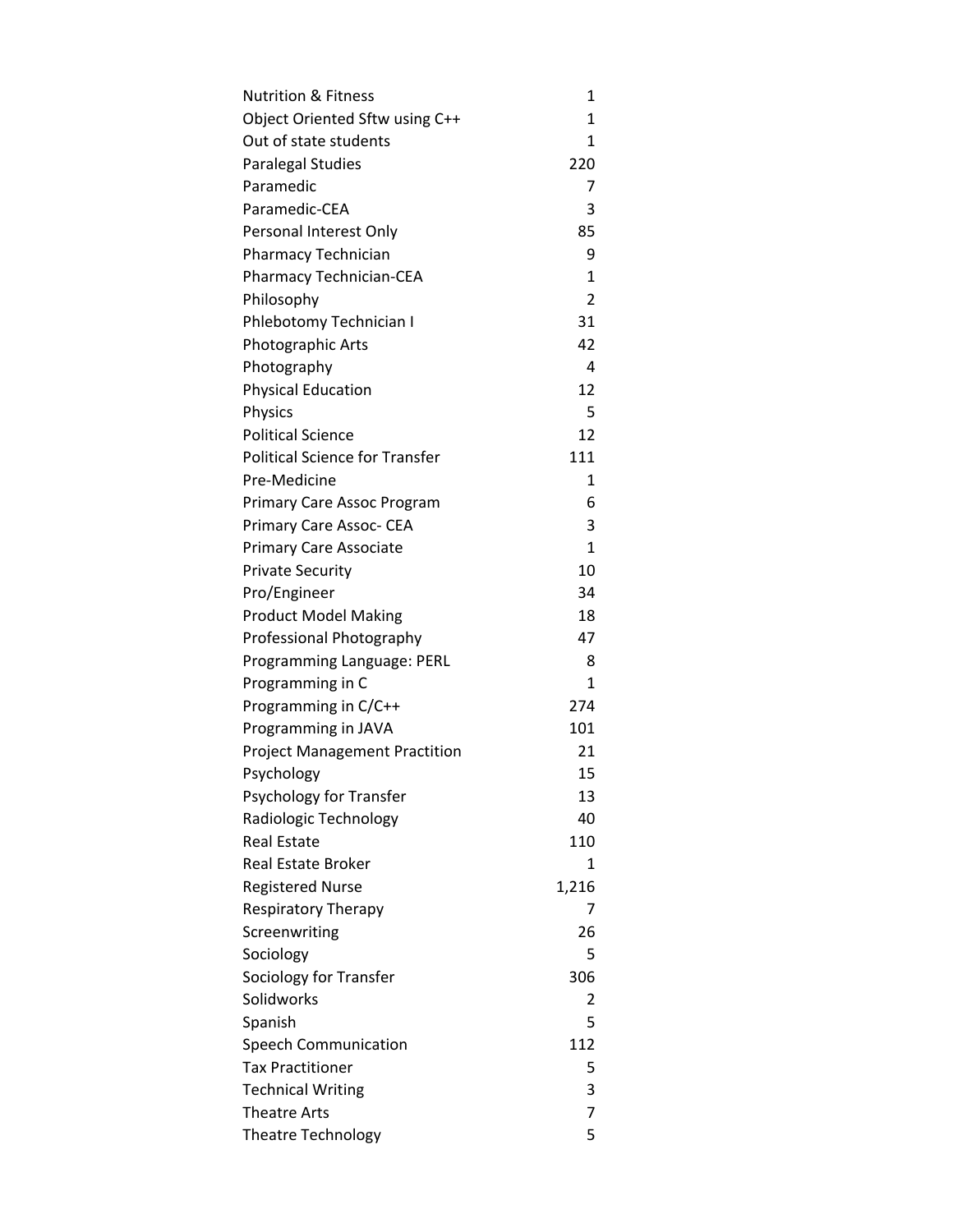| | |
|---|---|
| Nutrition & Fitness | 1 |
| Object Oriented Sftw using C++ | 1 |
| Out of state students | 1 |
| Paralegal Studies | 220 |
| Paramedic | 7 |
| Paramedic-CEA | 3 |
| Personal Interest Only | 85 |
| Pharmacy Technician | 9 |
| Pharmacy Technician-CEA | 1 |
| Philosophy | 2 |
| Phlebotomy Technician I | 31 |
| Photographic Arts | 42 |
| Photography | 4 |
| Physical Education | 12 |
| Physics | 5 |
| Political Science | 12 |
| Political Science for Transfer | 111 |
| Pre-Medicine | 1 |
| Primary Care Assoc Program | 6 |
| Primary Care Assoc- CEA | 3 |
| Primary Care Associate | 1 |
| Private Security | 10 |
| Pro/Engineer | 34 |
| Product Model Making | 18 |
| Professional Photography | 47 |
| Programming Language: PERL | 8 |
| Programming in C | 1 |
| Programming in C/C++ | 274 |
| Programming in JAVA | 101 |
| Project Management Practition | 21 |
| Psychology | 15 |
| Psychology for Transfer | 13 |
| Radiologic Technology | 40 |
| Real Estate | 110 |
| Real Estate Broker | 1 |
| Registered Nurse | 1,216 |
| Respiratory Therapy | 7 |
| Screenwriting | 26 |
| Sociology | 5 |
| Sociology for Transfer | 306 |
| Solidworks | 2 |
| Spanish | 5 |
| Speech Communication | 112 |
| Tax Practitioner | 5 |
| Technical Writing | 3 |
| Theatre Arts | 7 |
| Theatre Technology | 5 |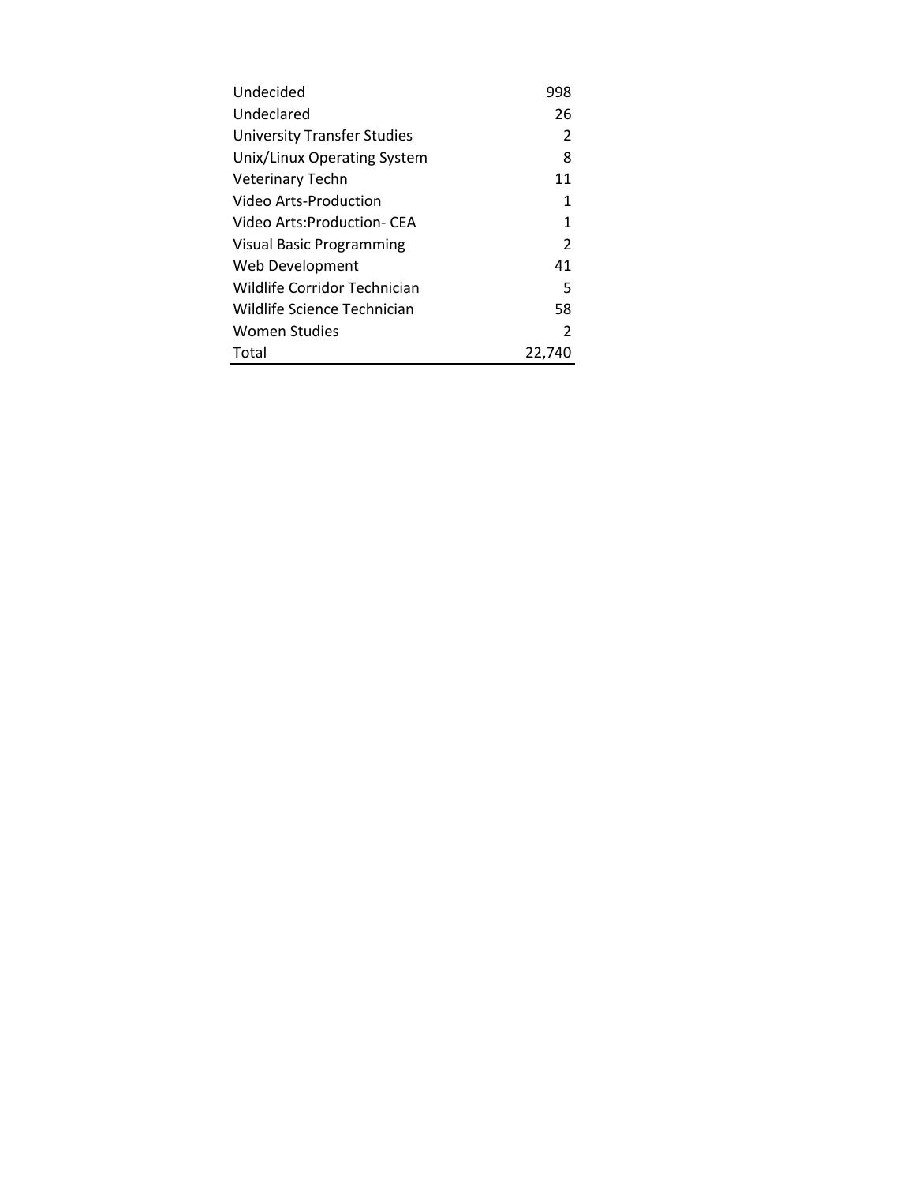| | |
|---|---|
| Undecided | 998 |
| Undeclared | 26 |
| University Transfer Studies | 2 |
| Unix/Linux Operating System | 8 |
| Veterinary Techn | 11 |
| Video Arts-Production | 1 |
| Video Arts:Production- CEA | 1 |
| Visual Basic Programming | 2 |
| Web Development | 41 |
| Wildlife Corridor Technician | 5 |
| Wildlife Science Technician | 58 |
| Women Studies | 2 |
| Total | 22,740 |